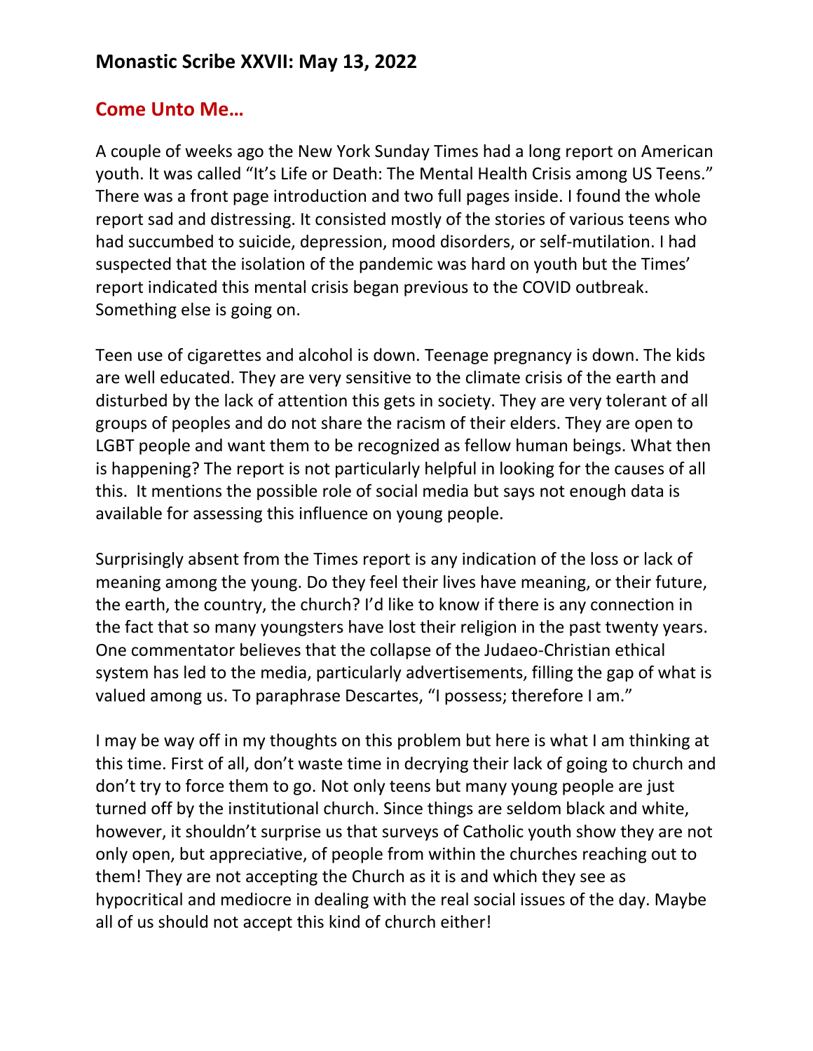## Monastic Scribe XXVII: May 13, 2022

### Come Unto Me…

A couple of weeks ago the New York Sunday Times had a long report on American youth. It was called "It's Life or Death: The Mental Health Crisis among US Teens." There was a front page introduction and two full pages inside. I found the whole report sad and distressing. It consisted mostly of the stories of various teens who had succumbed to suicide, depression, mood disorders, or self-mutilation. I had suspected that the isolation of the pandemic was hard on youth but the Times' report indicated this mental crisis began previous to the COVID outbreak. Something else is going on.

Teen use of cigarettes and alcohol is down. Teenage pregnancy is down. The kids are well educated. They are very sensitive to the climate crisis of the earth and disturbed by the lack of attention this gets in society. They are very tolerant of all groups of peoples and do not share the racism of their elders. They are open to LGBT people and want them to be recognized as fellow human beings. What then is happening? The report is not particularly helpful in looking for the causes of all this. It mentions the possible role of social media but says not enough data is available for assessing this influence on young people.

Surprisingly absent from the Times report is any indication of the loss or lack of meaning among the young. Do they feel their lives have meaning, or their future, the earth, the country, the church? I'd like to know if there is any connection in the fact that so many youngsters have lost their religion in the past twenty years. One commentator believes that the collapse of the Judaeo-Christian ethical system has led to the media, particularly advertisements, filling the gap of what is valued among us. To paraphrase Descartes, "I possess; therefore I am."

I may be way off in my thoughts on this problem but here is what I am thinking at this time. First of all, don't waste time in decrying their lack of going to church and don't try to force them to go. Not only teens but many young people are just turned off by the institutional church. Since things are seldom black and white, however, it shouldn't surprise us that surveys of Catholic youth show they are not only open, but appreciative, of people from within the churches reaching out to them! They are not accepting the Church as it is and which they see as hypocritical and mediocre in dealing with the real social issues of the day. Maybe all of us should not accept this kind of church either!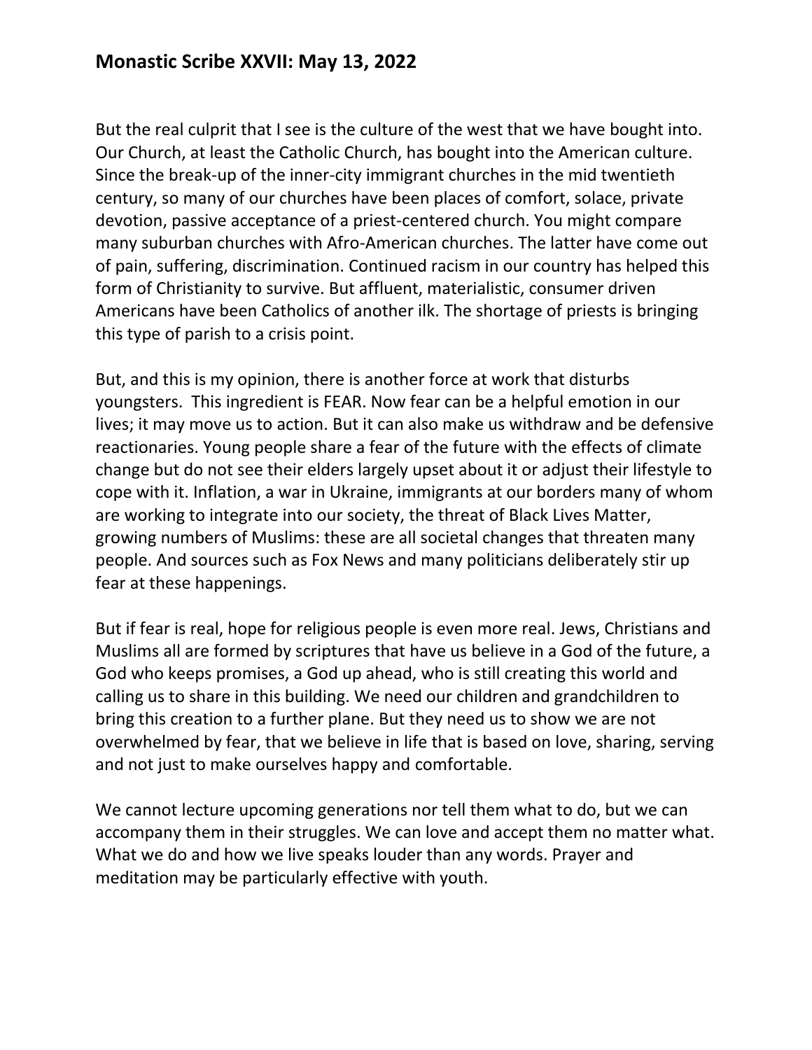## Monastic Scribe XXVII: May 13, 2022

But the real culprit that I see is the culture of the west that we have bought into. Our Church, at least the Catholic Church, has bought into the American culture. Since the break-up of the inner-city immigrant churches in the mid twentieth century, so many of our churches have been places of comfort, solace, private devotion, passive acceptance of a priest-centered church. You might compare many suburban churches with Afro-American churches. The latter have come out of pain, suffering, discrimination. Continued racism in our country has helped this form of Christianity to survive. But affluent, materialistic, consumer driven Americans have been Catholics of another ilk. The shortage of priests is bringing this type of parish to a crisis point.

But, and this is my opinion, there is another force at work that disturbs youngsters. This ingredient is FEAR. Now fear can be a helpful emotion in our lives; it may move us to action. But it can also make us withdraw and be defensive reactionaries. Young people share a fear of the future with the effects of climate change but do not see their elders largely upset about it or adjust their lifestyle to cope with it. Inflation, a war in Ukraine, immigrants at our borders many of whom are working to integrate into our society, the threat of Black Lives Matter, growing numbers of Muslims: these are all societal changes that threaten many people. And sources such as Fox News and many politicians deliberately stir up fear at these happenings.

But if fear is real, hope for religious people is even more real. Jews, Christians and Muslims all are formed by scriptures that have us believe in a God of the future, a God who keeps promises, a God up ahead, who is still creating this world and calling us to share in this building. We need our children and grandchildren to bring this creation to a further plane. But they need us to show we are not overwhelmed by fear, that we believe in life that is based on love, sharing, serving and not just to make ourselves happy and comfortable.

We cannot lecture upcoming generations nor tell them what to do, but we can accompany them in their struggles. We can love and accept them no matter what. What we do and how we live speaks louder than any words. Prayer and meditation may be particularly effective with youth.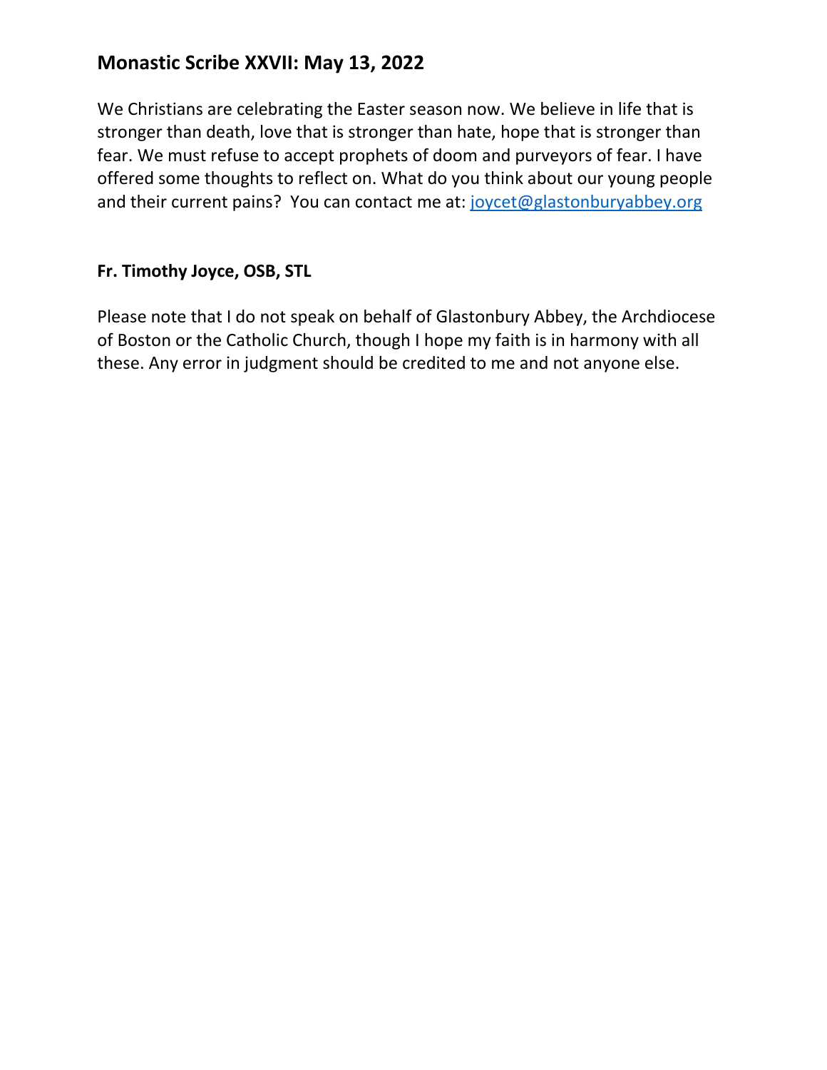## Monastic Scribe XXVII: May 13, 2022

We Christians are celebrating the Easter season now. We believe in life that is stronger than death, love that is stronger than hate, hope that is stronger than fear. We must refuse to accept prophets of doom and purveyors of fear. I have offered some thoughts to reflect on. What do you think about our young people and their current pains? You can contact me at: joycet@glastonburyabbey.org

**Fr. Timothy Joyce, OSB, STL**

Please note that I do not speak on behalf of Glastonbury Abbey, the Archdiocese of Boston or the Catholic Church, though I hope my faith is in harmony with all these. Any error in judgment should be credited to me and not anyone else.